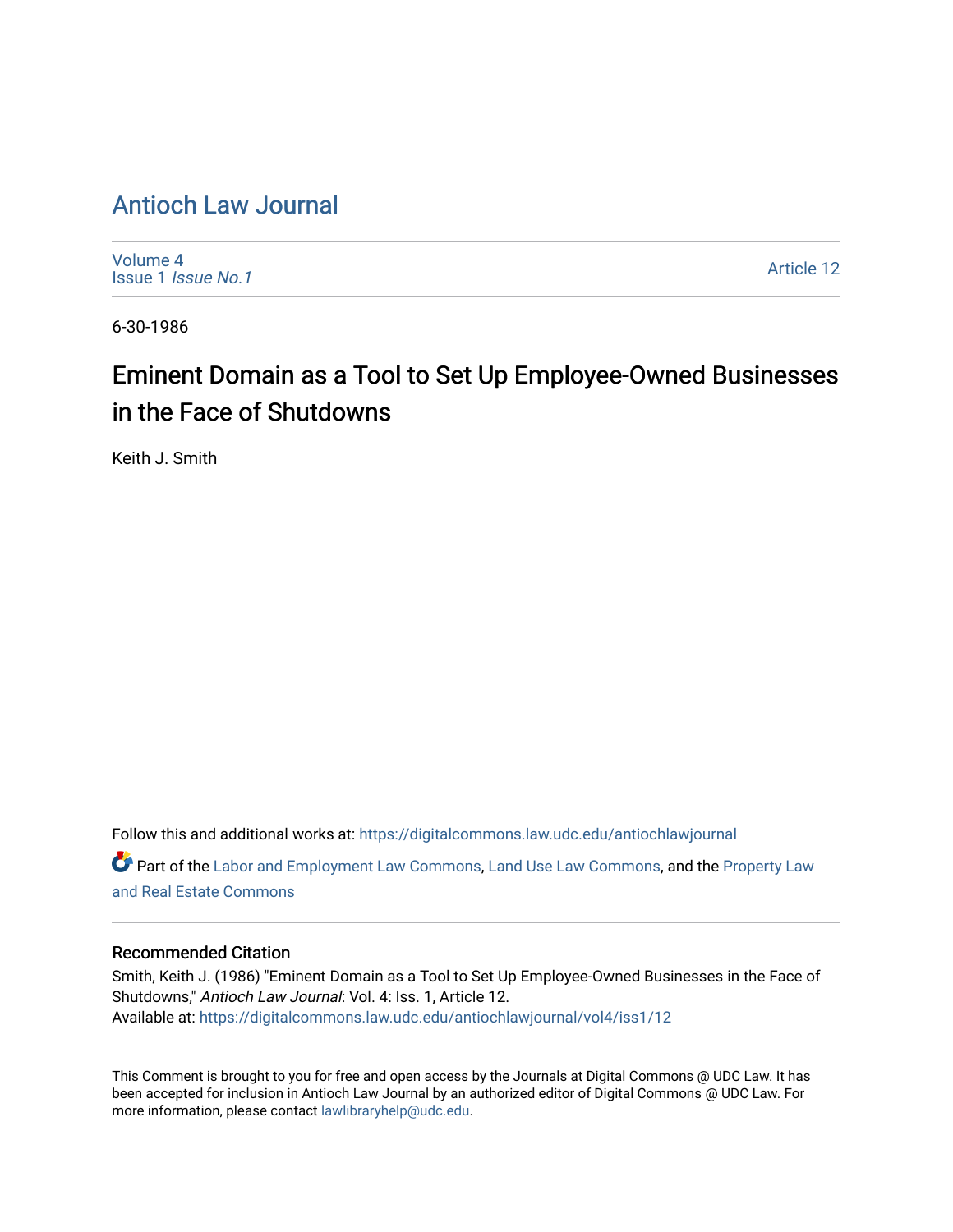# Antioch Law Journal

Volume 4
Issue 1 *Issue No.1*

Article 12

6-30-1986

## Eminent Domain as a Tool to Set Up Employee-Owned Businesses in the Face of Shutdowns

Keith J. Smith

Follow this and additional works at: https://digitalcommons.law.udc.edu/antiochlawjournal

Part of the Labor and Employment Law Commons, Land Use Law Commons, and the Property Law and Real Estate Commons

### Recommended Citation

Smith, Keith J. (1986) "Eminent Domain as a Tool to Set Up Employee-Owned Businesses in the Face of Shutdowns," *Antioch Law Journal*: Vol. 4: Iss. 1, Article 12.
Available at: https://digitalcommons.law.udc.edu/antiochlawjournal/vol4/iss1/12

This Comment is brought to you for free and open access by the Journals at Digital Commons @ UDC Law. It has been accepted for inclusion in Antioch Law Journal by an authorized editor of Digital Commons @ UDC Law. For more information, please contact lawlibraryhelp@udc.edu.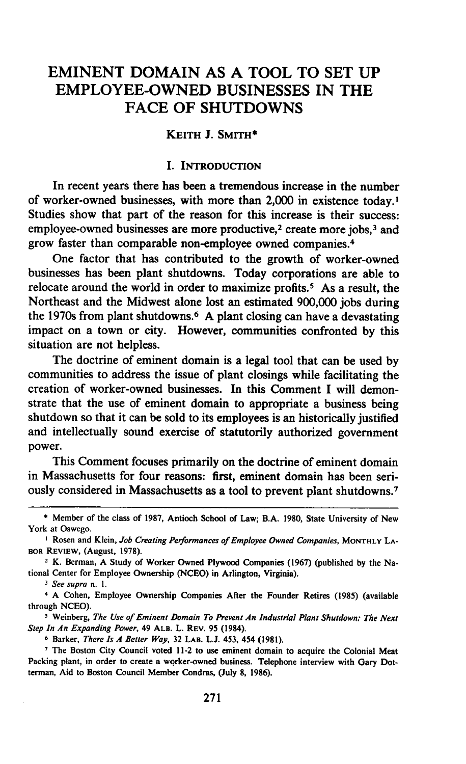# EMINENT DOMAIN AS A TOOL TO SET UP EMPLOYEE-OWNED BUSINESSES IN THE FACE OF SHUTDOWNS

KEITH J. SMITH*

## I. INTRODUCTION

In recent years there has been a tremendous increase in the number of worker-owned businesses, with more than 2,000 in existence today.[1] Studies show that part of the reason for this increase is their success: employee-owned businesses are more productive,[2] create more jobs,[3] and grow faster than comparable non-employee owned companies.[4]

One factor that has contributed to the growth of worker-owned businesses has been plant shutdowns. Today corporations are able to relocate around the world in order to maximize profits.[5] As a result, the Northeast and the Midwest alone lost an estimated 900,000 jobs during the 1970s from plant shutdowns.[6] A plant closing can have a devastating impact on a town or city. However, communities confronted by this situation are not helpless.

The doctrine of eminent domain is a legal tool that can be used by communities to address the issue of plant closings while facilitating the creation of worker-owned businesses. In this Comment I will demonstrate that the use of eminent domain to appropriate a business being shutdown so that it can be sold to its employees is an historically justified and intellectually sound exercise of statutorily authorized government power.

This Comment focuses primarily on the doctrine of eminent domain in Massachusetts for four reasons: first, eminent domain has been seriously considered in Massachusetts as a tool to prevent plant shutdowns.[7]

---

\* Member of the class of 1987, Antioch School of Law; B.A. 1980, State University of New York at Oswego.

[1] Rosen and Klein, *Job Creating Performances of Employee Owned Companies*, MONTHLY LABOR REVIEW, (August, 1978).

[2] K. Berman, A Study of Worker Owned Plywood Companies (1967) (published by the National Center for Employee Ownership (NCEO) in Arlington, Virginia).

[3] *See supra* n. 1.

[4] A Cohen, Employee Ownership Companies After the Founder Retires (1985) (available through NCEO).

[5] Weinberg, *The Use of Eminent Domain To Prevent An Industrial Plant Shutdown: The Next Step In An Expanding Power*, 49 ALB. L. REV. 95 (1984).

[6] Barker, *There Is A Better Way*, 32 LAB. L.J. 453, 454 (1981).

[7] The Boston City Council voted 11-2 to use eminent domain to acquire the Colonial Meat Packing plant, in order to create a worker-owned business. Telephone interview with Gary Dotterman, Aid to Boston Council Member Condras, (July 8, 1986).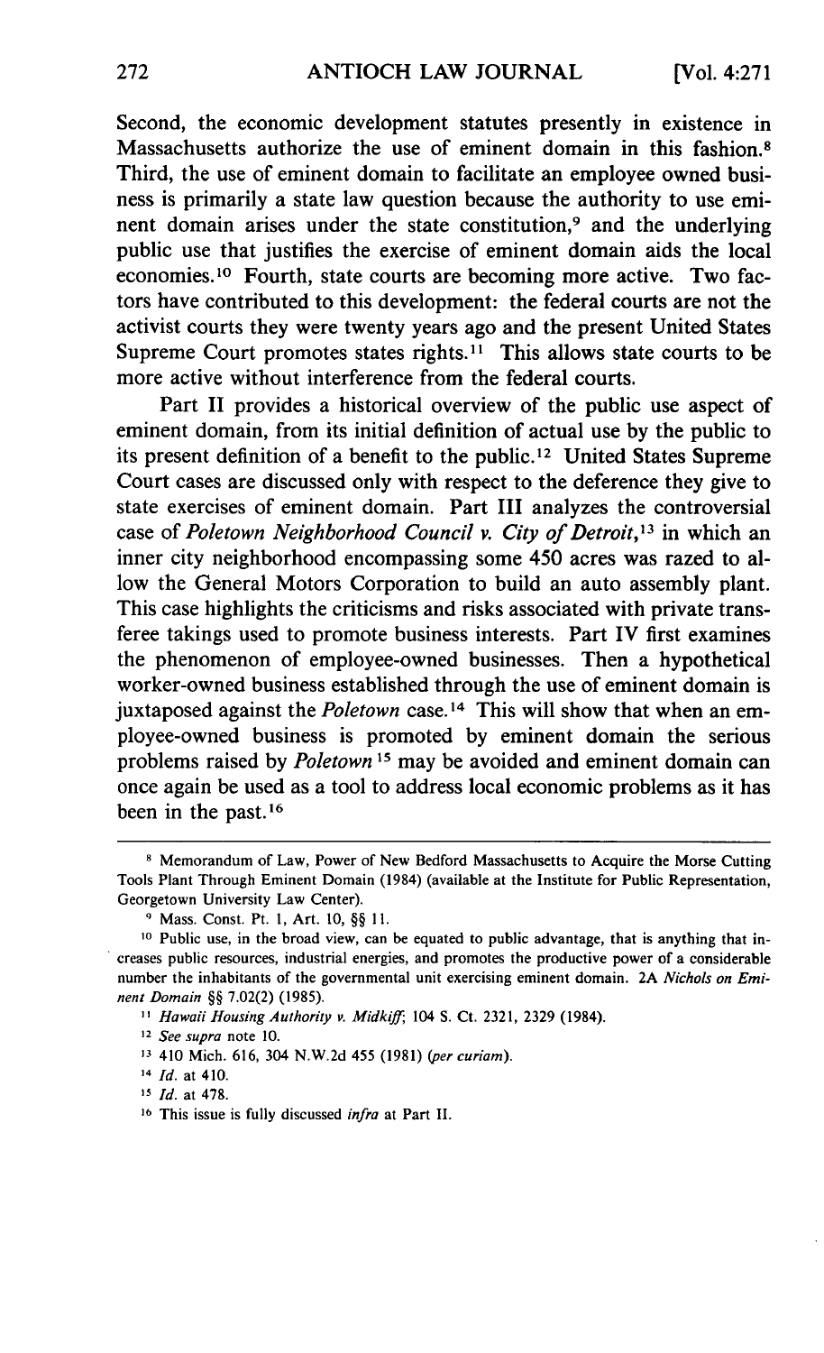Second, the economic development statutes presently in existence in Massachusetts authorize the use of eminent domain in this fashion.[8] Third, the use of eminent domain to facilitate an employee owned business is primarily a state law question because the authority to use eminent domain arises under the state constitution,[9] and the underlying public use that justifies the exercise of eminent domain aids the local economies.[10] Fourth, state courts are becoming more active. Two factors have contributed to this development: the federal courts are not the activist courts they were twenty years ago and the present United States Supreme Court promotes states rights.[11] This allows state courts to be more active without interference from the federal courts.

Part II provides a historical overview of the public use aspect of eminent domain, from its initial definition of actual use by the public to its present definition of a benefit to the public.[12] United States Supreme Court cases are discussed only with respect to the deference they give to state exercises of eminent domain. Part III analyzes the controversial case of *Poletown Neighborhood Council v. City of Detroit*,[13] in which an inner city neighborhood encompassing some 450 acres was razed to allow the General Motors Corporation to build an auto assembly plant. This case highlights the criticisms and risks associated with private transferee takings used to promote business interests. Part IV first examines the phenomenon of employee-owned businesses. Then a hypothetical worker-owned business established through the use of eminent domain is juxtaposed against the *Poletown* case.[14] This will show that when an employee-owned business is promoted by eminent domain the serious problems raised by *Poletown*[15] may be avoided and eminent domain can once again be used as a tool to address local economic problems as it has been in the past.[16]

---

[8] Memorandum of Law, Power of New Bedford Massachusetts to Acquire the Morse Cutting Tools Plant Through Eminent Domain (1984) (available at the Institute for Public Representation, Georgetown University Law Center).

[9] Mass. Const. Pt. 1, Art. 10, §§ 11.

[10] Public use, in the broad view, can be equated to public advantage, that is anything that increases public resources, industrial energies, and promotes the productive power of a considerable number the inhabitants of the governmental unit exercising eminent domain. 2A *Nichols on Eminent Domain* §§ 7.02(2) (1985).

[11] *Hawaii Housing Authority v. Midkiff*, 104 S. Ct. 2321, 2329 (1984).

[12] *See supra* note 10.

[13] 410 Mich. 616, 304 N.W.2d 455 (1981) (*per curiam*).

[14] *Id.* at 410.

[15] *Id.* at 478.

[16] This issue is fully discussed *infra* at Part II.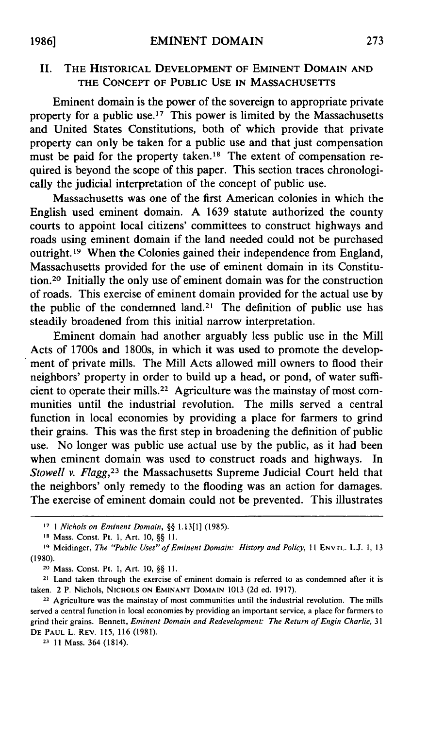## II. The Historical Development of Eminent Domain and the Concept of Public Use in Massachusetts

Eminent domain is the power of the sovereign to appropriate private property for a public use.[17] This power is limited by the Massachusetts and United States Constitutions, both of which provide that private property can only be taken for a public use and that just compensation must be paid for the property taken.[18] The extent of compensation required is beyond the scope of this paper. This section traces chronologically the judicial interpretation of the concept of public use.

Massachusetts was one of the first American colonies in which the English used eminent domain. A 1639 statute authorized the county courts to appoint local citizens' committees to construct highways and roads using eminent domain if the land needed could not be purchased outright.[19] When the Colonies gained their independence from England, Massachusetts provided for the use of eminent domain in its Constitution.[20] Initially the only use of eminent domain was for the construction of roads. This exercise of eminent domain provided for the actual use by the public of the condemned land.[21] The definition of public use has steadily broadened from this initial narrow interpretation.

Eminent domain had another arguably less public use in the Mill Acts of 1700s and 1800s, in which it was used to promote the development of private mills. The Mill Acts allowed mill owners to flood their neighbors' property in order to build up a head, or pond, of water sufficient to operate their mills.[22] Agriculture was the mainstay of most communities until the industrial revolution. The mills served a central function in local economies by providing a place for farmers to grind their grains. This was the first step in broadening the definition of public use. No longer was public use actual use by the public, as it had been when eminent domain was used to construct roads and highways. In *Stowell v. Flagg*,[23] the Massachusetts Supreme Judicial Court held that the neighbors' only remedy to the flooding was an action for damages. The exercise of eminent domain could not be prevented. This illustrates

---

[17] 1 *Nichols on Eminent Domain*, §§ 1.13[1] (1985).

[18] Mass. Const. Pt. 1, Art. 10, §§ 11.

[19] Meidinger, *The "Public Uses" of Eminent Domain: History and Policy*, 11 Envtl. L.J. 1, 13 (1980).

[20] Mass. Const. Pt. 1, Art. 10, §§ 11.

[21] Land taken through the exercise of eminent domain is referred to as condemned after it is taken. 2 P. Nichols, Nichols on Eminant Domain 1013 (2d ed. 1917).

[22] Agriculture was the mainstay of most communities until the industrial revolution. The mills served a central function in local economies by providing an important service, a place for farmers to grind their grains. Bennett, *Eminent Domain and Redevelopment: The Return of Engin Charlie*, 31 De Paul L. Rev. 115, 116 (1981).

[23] 11 Mass. 364 (1814).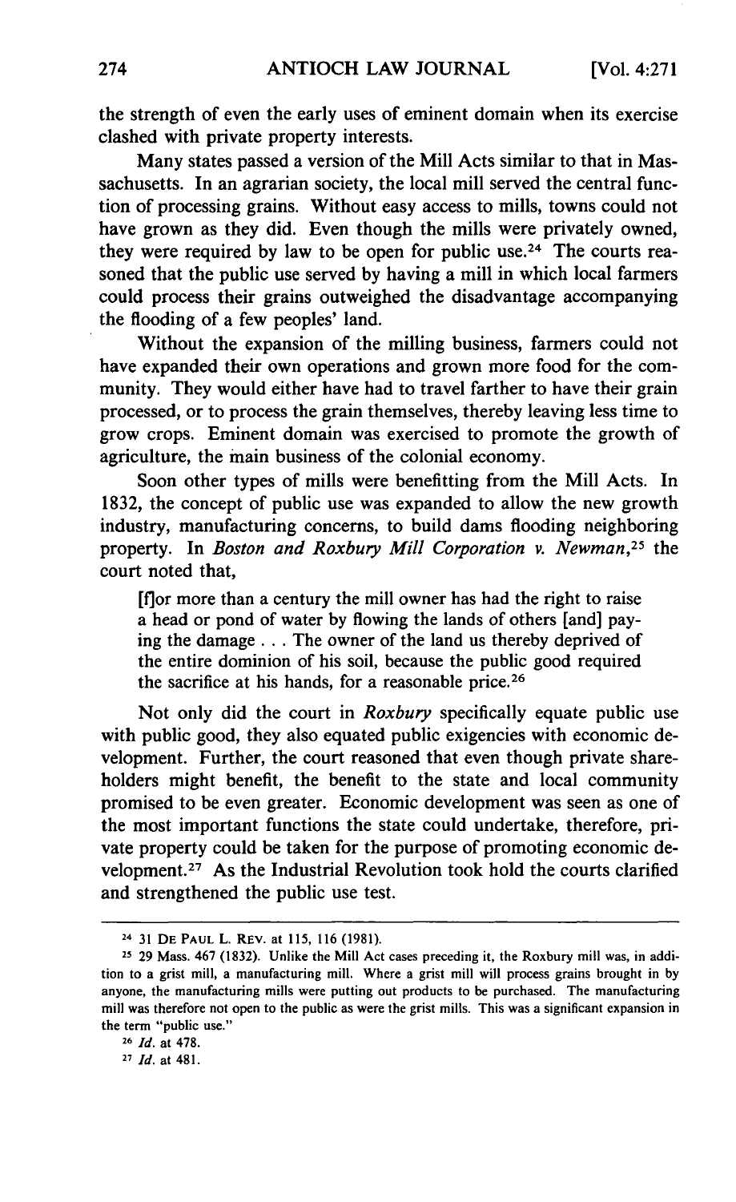the strength of even the early uses of eminent domain when its exercise clashed with private property interests.

Many states passed a version of the Mill Acts similar to that in Massachusetts. In an agrarian society, the local mill served the central function of processing grains. Without easy access to mills, towns could not have grown as they did. Even though the mills were privately owned, they were required by law to be open for public use.[24] The courts reasoned that the public use served by having a mill in which local farmers could process their grains outweighed the disadvantage accompanying the flooding of a few peoples' land.

Without the expansion of the milling business, farmers could not have expanded their own operations and grown more food for the community. They would either have had to travel farther to have their grain processed, or to process the grain themselves, thereby leaving less time to grow crops. Eminent domain was exercised to promote the growth of agriculture, the main business of the colonial economy.

Soon other types of mills were benefitting from the Mill Acts. In 1832, the concept of public use was expanded to allow the new growth industry, manufacturing concerns, to build dams flooding neighboring property. In *Boston and Roxbury Mill Corporation v. Newman*,[25] the court noted that,

> [f]or more than a century the mill owner has had the right to raise a head or pond of water by flowing the lands of others [and] paying the damage . . . The owner of the land us thereby deprived of the entire dominion of his soil, because the public good required the sacrifice at his hands, for a reasonable price.[26]

Not only did the court in *Roxbury* specifically equate public use with public good, they also equated public exigencies with economic development. Further, the court reasoned that even though private shareholders might benefit, the benefit to the state and local community promised to be even greater. Economic development was seen as one of the most important functions the state could undertake, therefore, private property could be taken for the purpose of promoting economic development.[27] As the Industrial Revolution took hold the courts clarified and strengthened the public use test.

---

[24] 31 DE PAUL L. REV. at 115, 116 (1981).

[25] 29 Mass. 467 (1832). Unlike the Mill Act cases preceding it, the Roxbury mill was, in addition to a grist mill, a manufacturing mill. Where a grist mill will process grains brought in by anyone, the manufacturing mills were putting out products to be purchased. The manufacturing mill was therefore not open to the public as were the grist mills. This was a significant expansion in the term "public use."

[26] *Id.* at 478.

[27] *Id.* at 481.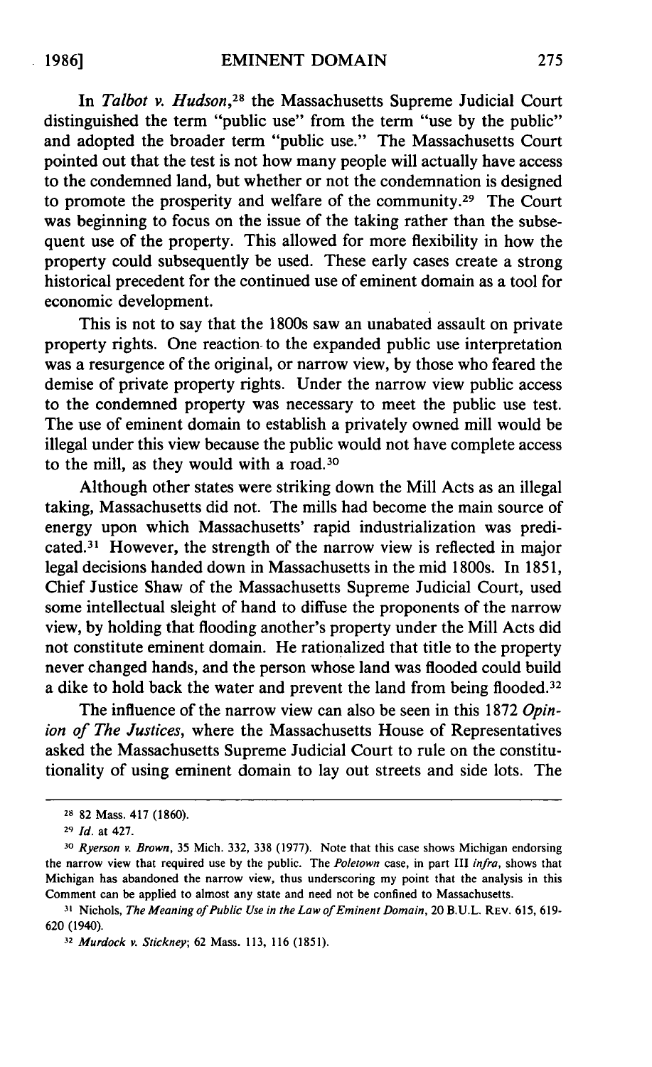In *Talbot v. Hudson*,[28] the Massachusetts Supreme Judicial Court distinguished the term "public use" from the term "use by the public" and adopted the broader term "public use." The Massachusetts Court pointed out that the test is not how many people will actually have access to the condemned land, but whether or not the condemnation is designed to promote the prosperity and welfare of the community.[29] The Court was beginning to focus on the issue of the taking rather than the subsequent use of the property. This allowed for more flexibility in how the property could subsequently be used. These early cases create a strong historical precedent for the continued use of eminent domain as a tool for economic development.

This is not to say that the 1800s saw an unabated assault on private property rights. One reaction to the expanded public use interpretation was a resurgence of the original, or narrow view, by those who feared the demise of private property rights. Under the narrow view public access to the condemned property was necessary to meet the public use test. The use of eminent domain to establish a privately owned mill would be illegal under this view because the public would not have complete access to the mill, as they would with a road.[30]

Although other states were striking down the Mill Acts as an illegal taking, Massachusetts did not. The mills had become the main source of energy upon which Massachusetts' rapid industrialization was predicated.[31] However, the strength of the narrow view is reflected in major legal decisions handed down in Massachusetts in the mid 1800s. In 1851, Chief Justice Shaw of the Massachusetts Supreme Judicial Court, used some intellectual sleight of hand to diffuse the proponents of the narrow view, by holding that flooding another's property under the Mill Acts did not constitute eminent domain. He rationalized that title to the property never changed hands, and the person whose land was flooded could build a dike to hold back the water and prevent the land from being flooded.[32]

The influence of the narrow view can also be seen in this 1872 *Opinion of The Justices*, where the Massachusetts House of Representatives asked the Massachusetts Supreme Judicial Court to rule on the constitutionality of using eminent domain to lay out streets and side lots. The

---

[28] 82 Mass. 417 (1860).

[29] *Id.* at 427.

[30] *Ryerson v. Brown*, 35 Mich. 332, 338 (1977). Note that this case shows Michigan endorsing the narrow view that required use by the public. The *Poletown* case, in part III *infra*, shows that Michigan has abandoned the narrow view, thus underscoring my point that the analysis in this Comment can be applied to almost any state and need not be confined to Massachusetts.

[31] Nichols, *The Meaning of Public Use in the Law of Eminent Domain*, 20 B.U.L. REV. 615, 619-620 (1940).

[32] *Murdock v. Stickney*, 62 Mass. 113, 116 (1851).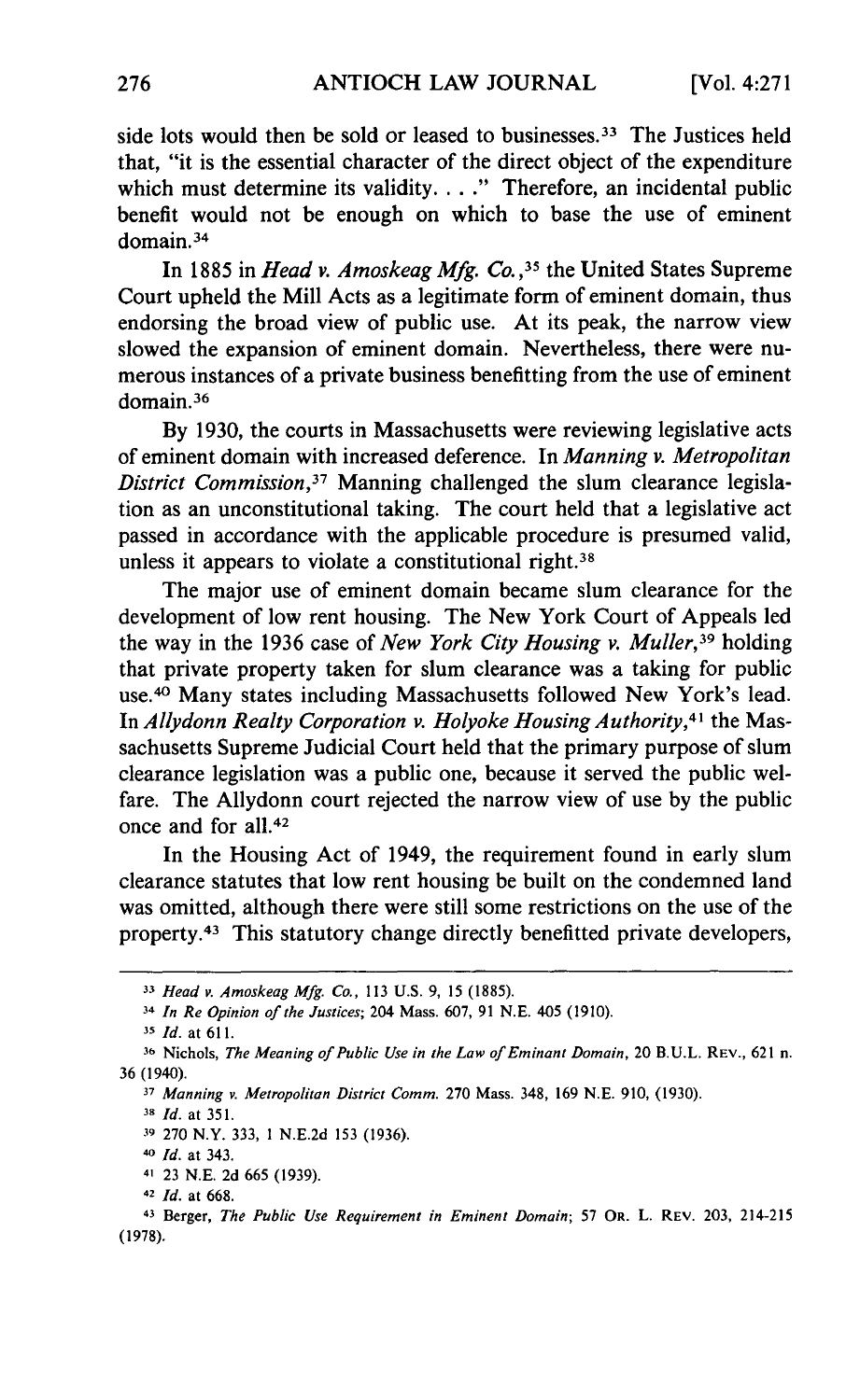side lots would then be sold or leased to businesses.[33] The Justices held that, "it is the essential character of the direct object of the expenditure which must determine its validity. . . ." Therefore, an incidental public benefit would not be enough on which to base the use of eminent domain.[34]

In 1885 in *Head v. Amoskeag Mfg. Co.*,[35] the United States Supreme Court upheld the Mill Acts as a legitimate form of eminent domain, thus endorsing the broad view of public use. At its peak, the narrow view slowed the expansion of eminent domain. Nevertheless, there were numerous instances of a private business benefitting from the use of eminent domain.[36]

By 1930, the courts in Massachusetts were reviewing legislative acts of eminent domain with increased deference. In *Manning v. Metropolitan District Commission*,[37] Manning challenged the slum clearance legislation as an unconstitutional taking. The court held that a legislative act passed in accordance with the applicable procedure is presumed valid, unless it appears to violate a constitutional right.[38]

The major use of eminent domain became slum clearance for the development of low rent housing. The New York Court of Appeals led the way in the 1936 case of *New York City Housing v. Muller*,[39] holding that private property taken for slum clearance was a taking for public use.[40] Many states including Massachusetts followed New York's lead. In *Allydonn Realty Corporation v. Holyoke Housing Authority*,[41] the Massachusetts Supreme Judicial Court held that the primary purpose of slum clearance legislation was a public one, because it served the public welfare. The Allydonn court rejected the narrow view of use by the public once and for all.[42]

In the Housing Act of 1949, the requirement found in early slum clearance statutes that low rent housing be built on the condemned land was omitted, although there were still some restrictions on the use of the property.[43] This statutory change directly benefitted private developers,

---

[33] *Head v. Amoskeag Mfg. Co.*, 113 U.S. 9, 15 (1885).

[34] *In Re Opinion of the Justices*; 204 Mass. 607, 91 N.E. 405 (1910).

[35] *Id.* at 611.

[36] Nichols, *The Meaning of Public Use in the Law of Eminant Domain*, 20 B.U.L. REV., 621 n. 36 (1940).

[37] *Manning v. Metropolitan District Comm.* 270 Mass. 348, 169 N.E. 910, (1930).

[38] *Id.* at 351.

[39] 270 N.Y. 333, 1 N.E.2d 153 (1936).

[40] *Id.* at 343.

[41] 23 N.E. 2d 665 (1939).

[42] *Id.* at 668.

[43] Berger, *The Public Use Requirement in Eminent Domain*; 57 OR. L. REV. 203, 214-215 (1978).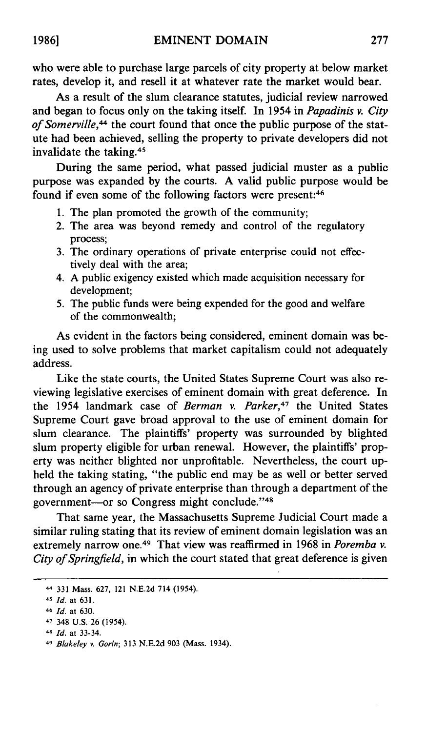who were able to purchase large parcels of city property at below market rates, develop it, and resell it at whatever rate the market would bear.

As a result of the slum clearance statutes, judicial review narrowed and began to focus only on the taking itself. In 1954 in *Papadinis v. City of Somerville*,[44] the court found that once the public purpose of the statute had been achieved, selling the property to private developers did not invalidate the taking.[45]

During the same period, what passed judicial muster as a public purpose was expanded by the courts. A valid public purpose would be found if even some of the following factors were present:[46]

1. The plan promoted the growth of the community;
2. The area was beyond remedy and control of the regulatory process;
3. The ordinary operations of private enterprise could not effectively deal with the area;
4. A public exigency existed which made acquisition necessary for development;
5. The public funds were being expended for the good and welfare of the commonwealth;

As evident in the factors being considered, eminent domain was being used to solve problems that market capitalism could not adequately address.

Like the state courts, the United States Supreme Court was also reviewing legislative exercises of eminent domain with great deference. In the 1954 landmark case of *Berman v. Parker*,[47] the United States Supreme Court gave broad approval to the use of eminent domain for slum clearance. The plaintiffs' property was surrounded by blighted slum property eligible for urban renewal. However, the plaintiffs' property was neither blighted nor unprofitable. Nevertheless, the court upheld the taking stating, "the public end may be as well or better served through an agency of private enterprise than through a department of the government—or so Congress might conclude."[48]

That same year, the Massachusetts Supreme Judicial Court made a similar ruling stating that its review of eminent domain legislation was an extremely narrow one.[49] That view was reaffirmed in 1968 in *Poremba v. City of Springfield*, in which the court stated that great deference is given

---

[44] 331 Mass. 627, 121 N.E.2d 714 (1954).

[45] *Id.* at 631.

[46] *Id.* at 630.

[47] 348 U.S. 26 (1954).

[48] *Id.* at 33-34.

[49] *Blakeley v. Gorin*; 313 N.E.2d 903 (Mass. 1934).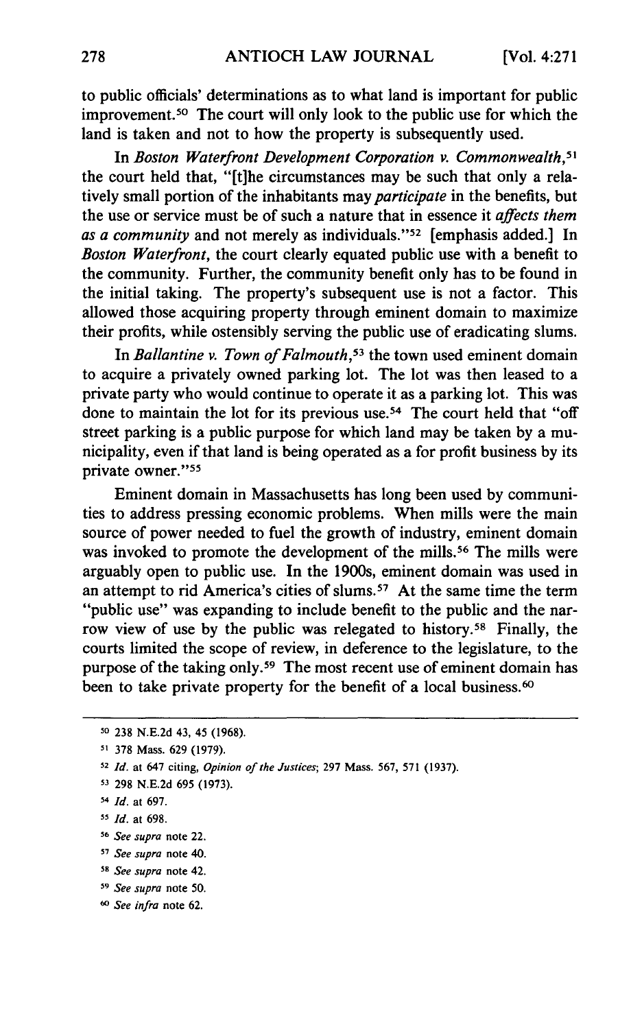to public officials' determinations as to what land is important for public improvement.[50] The court will only look to the public use for which the land is taken and not to how the property is subsequently used.

In *Boston Waterfront Development Corporation v. Commonwealth*,[51] the court held that, "[t]he circumstances may be such that only a relatively small portion of the inhabitants may *participate* in the benefits, but the use or service must be of such a nature that in essence it *affects them as a community* and not merely as individuals."[52] [emphasis added.] In *Boston Waterfront*, the court clearly equated public use with a benefit to the community. Further, the community benefit only has to be found in the initial taking. The property's subsequent use is not a factor. This allowed those acquiring property through eminent domain to maximize their profits, while ostensibly serving the public use of eradicating slums.

In *Ballantine v. Town of Falmouth*,[53] the town used eminent domain to acquire a privately owned parking lot. The lot was then leased to a private party who would continue to operate it as a parking lot. This was done to maintain the lot for its previous use.[54] The court held that "off street parking is a public purpose for which land may be taken by a municipality, even if that land is being operated as a for profit business by its private owner."[55]

Eminent domain in Massachusetts has long been used by communities to address pressing economic problems. When mills were the main source of power needed to fuel the growth of industry, eminent domain was invoked to promote the development of the mills.[56] The mills were arguably open to public use. In the 1900s, eminent domain was used in an attempt to rid America's cities of slums.[57] At the same time the term "public use" was expanding to include benefit to the public and the narrow view of use by the public was relegated to history.[58] Finally, the courts limited the scope of review, in deference to the legislature, to the purpose of the taking only.[59] The most recent use of eminent domain has been to take private property for the benefit of a local business.[60]

---

[50] 238 N.E.2d 43, 45 (1968).

[51] 378 Mass. 629 (1979).

[52] *Id.* at 647 citing, *Opinion of the Justices*; 297 Mass. 567, 571 (1937).

[53] 298 N.E.2d 695 (1973).

[54] *Id.* at 697.

[55] *Id.* at 698.

[56] *See supra* note 22.

[57] *See supra* note 40.

[58] *See supra* note 42.

[59] *See supra* note 50.

[60] *See infra* note 62.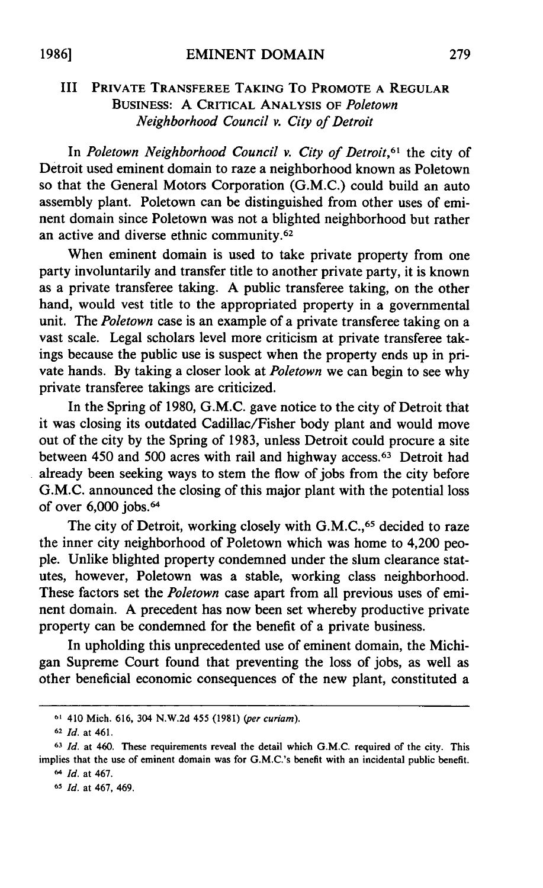## III Private Transferee Taking To Promote a Regular Business: A Critical Analysis of *Poletown Neighborhood Council v. City of Detroit*

In *Poletown Neighborhood Council v. City of Detroit*,[61] the city of Detroit used eminent domain to raze a neighborhood known as Poletown so that the General Motors Corporation (G.M.C.) could build an auto assembly plant. Poletown can be distinguished from other uses of eminent domain since Poletown was not a blighted neighborhood but rather an active and diverse ethnic community.[62]

When eminent domain is used to take private property from one party involuntarily and transfer title to another private party, it is known as a private transferee taking. A public transferee taking, on the other hand, would vest title to the appropriated property in a governmental unit. The *Poletown* case is an example of a private transferee taking on a vast scale. Legal scholars level more criticism at private transferee takings because the public use is suspect when the property ends up in private hands. By taking a closer look at *Poletown* we can begin to see why private transferee takings are criticized.

In the Spring of 1980, G.M.C. gave notice to the city of Detroit that it was closing its outdated Cadillac/Fisher body plant and would move out of the city by the Spring of 1983, unless Detroit could procure a site between 450 and 500 acres with rail and highway access.[63] Detroit had already been seeking ways to stem the flow of jobs from the city before G.M.C. announced the closing of this major plant with the potential loss of over 6,000 jobs.[64]

The city of Detroit, working closely with G.M.C.,[65] decided to raze the inner city neighborhood of Poletown which was home to 4,200 people. Unlike blighted property condemned under the slum clearance statutes, however, Poletown was a stable, working class neighborhood. These factors set the *Poletown* case apart from all previous uses of eminent domain. A precedent has now been set whereby productive private property can be condemned for the benefit of a private business.

In upholding this unprecedented use of eminent domain, the Michigan Supreme Court found that preventing the loss of jobs, as well as other beneficial economic consequences of the new plant, constituted a

---

[61] 410 Mich. 616, 304 N.W.2d 455 (1981) (*per curiam*).

[62] *Id.* at 461.

[63] *Id.* at 460. These requirements reveal the detail which G.M.C. required of the city. This implies that the use of eminent domain was for G.M.C.'s benefit with an incidental public benefit.

[64] *Id.* at 467.

[65] *Id.* at 467, 469.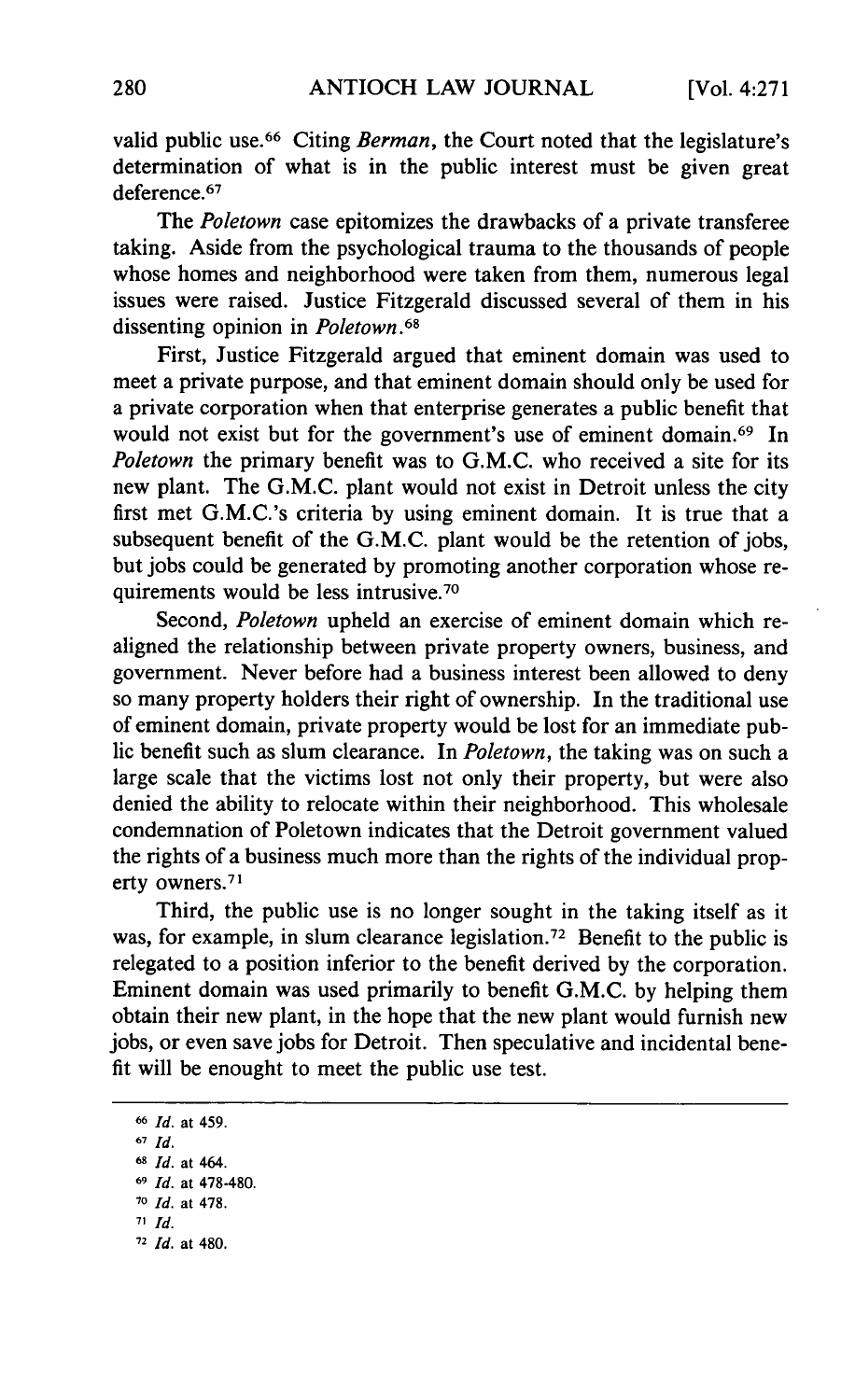valid public use.[66] Citing *Berman*, the Court noted that the legislature's determination of what is in the public interest must be given great deference.[67]

The *Poletown* case epitomizes the drawbacks of a private transferee taking. Aside from the psychological trauma to the thousands of people whose homes and neighborhood were taken from them, numerous legal issues were raised. Justice Fitzgerald discussed several of them in his dissenting opinion in *Poletown*.[68]

First, Justice Fitzgerald argued that eminent domain was used to meet a private purpose, and that eminent domain should only be used for a private corporation when that enterprise generates a public benefit that would not exist but for the government's use of eminent domain.[69] In *Poletown* the primary benefit was to G.M.C. who received a site for its new plant. The G.M.C. plant would not exist in Detroit unless the city first met G.M.C.'s criteria by using eminent domain. It is true that a subsequent benefit of the G.M.C. plant would be the retention of jobs, but jobs could be generated by promoting another corporation whose requirements would be less intrusive.[70]

Second, *Poletown* upheld an exercise of eminent domain which realigned the relationship between private property owners, business, and government. Never before had a business interest been allowed to deny so many property holders their right of ownership. In the traditional use of eminent domain, private property would be lost for an immediate public benefit such as slum clearance. In *Poletown*, the taking was on such a large scale that the victims lost not only their property, but were also denied the ability to relocate within their neighborhood. This wholesale condemnation of Poletown indicates that the Detroit government valued the rights of a business much more than the rights of the individual property owners.[71]

Third, the public use is no longer sought in the taking itself as it was, for example, in slum clearance legislation.[72] Benefit to the public is relegated to a position inferior to the benefit derived by the corporation. Eminent domain was used primarily to benefit G.M.C. by helping them obtain their new plant, in the hope that the new plant would furnish new jobs, or even save jobs for Detroit. Then speculative and incidental benefit will be enought to meet the public use test.

---

[66] *Id.* at 459.

[67] *Id.*

[68] *Id.* at 464.

[69] *Id.* at 478-480.

[70] *Id.* at 478.

[71] *Id.*

[72] *Id.* at 480.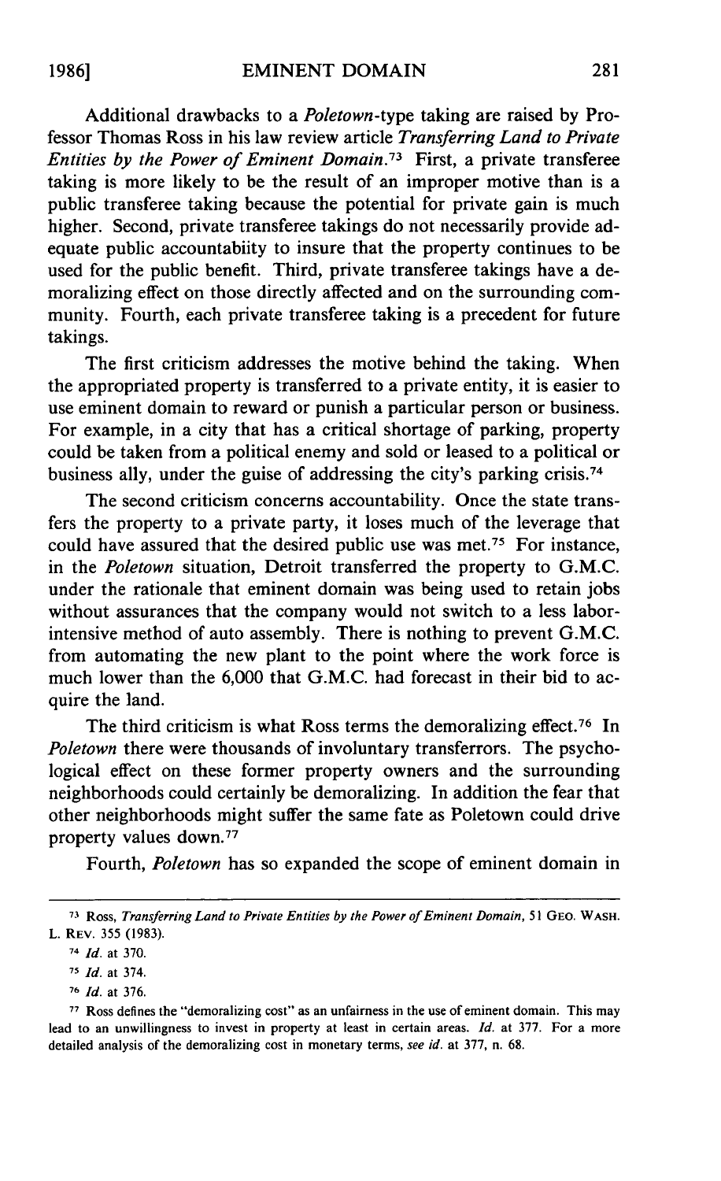Additional drawbacks to a *Poletown*-type taking are raised by Professor Thomas Ross in his law review article *Transferring Land to Private Entities by the Power of Eminent Domain*.[73] First, a private transferee taking is more likely to be the result of an improper motive than is a public transferee taking because the potential for private gain is much higher. Second, private transferee takings do not necessarily provide adequate public accountabiity to insure that the property continues to be used for the public benefit. Third, private transferee takings have a demoralizing effect on those directly affected and on the surrounding community. Fourth, each private transferee taking is a precedent for future takings.

The first criticism addresses the motive behind the taking. When the appropriated property is transferred to a private entity, it is easier to use eminent domain to reward or punish a particular person or business. For example, in a city that has a critical shortage of parking, property could be taken from a political enemy and sold or leased to a political or business ally, under the guise of addressing the city's parking crisis.[74]

The second criticism concerns accountability. Once the state transfers the property to a private party, it loses much of the leverage that could have assured that the desired public use was met.[75] For instance, in the *Poletown* situation, Detroit transferred the property to G.M.C. under the rationale that eminent domain was being used to retain jobs without assurances that the company would not switch to a less labor-intensive method of auto assembly. There is nothing to prevent G.M.C. from automating the new plant to the point where the work force is much lower than the 6,000 that G.M.C. had forecast in their bid to acquire the land.

The third criticism is what Ross terms the demoralizing effect.[76] In *Poletown* there were thousands of involuntary transferrors. The psychological effect on these former property owners and the surrounding neighborhoods could certainly be demoralizing. In addition the fear that other neighborhoods might suffer the same fate as Poletown could drive property values down.[77]

Fourth, *Poletown* has so expanded the scope of eminent domain in

---

[73] Ross, *Transferring Land to Private Entities by the Power of Eminent Domain*, 51 GEO. WASH. L. REV. 355 (1983).

[74] *Id.* at 370.

[75] *Id.* at 374.

[76] *Id.* at 376.

[77] Ross defines the "demoralizing cost" as an unfairness in the use of eminent domain. This may lead to an unwillingness to invest in property at least in certain areas. *Id.* at 377. For a more detailed analysis of the demoralizing cost in monetary terms, *see id.* at 377, n. 68.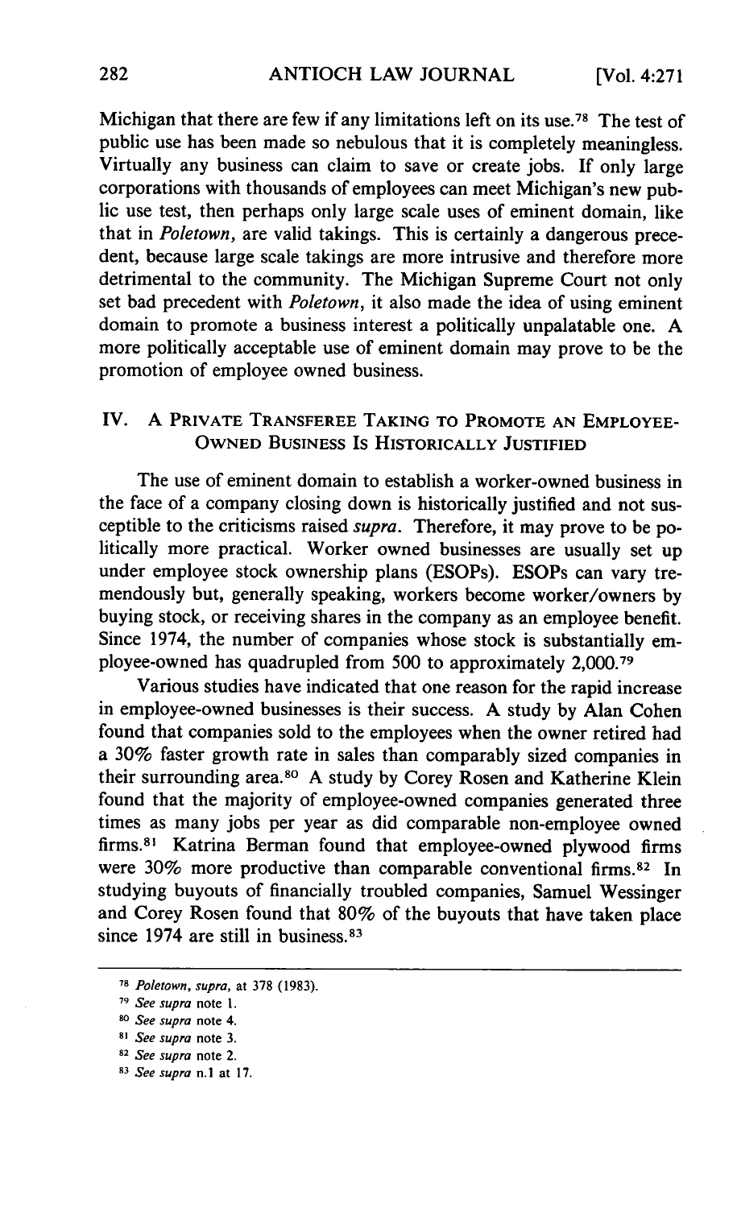Michigan that there are few if any limitations left on its use.[78] The test of public use has been made so nebulous that it is completely meaningless. Virtually any business can claim to save or create jobs. If only large corporations with thousands of employees can meet Michigan's new public use test, then perhaps only large scale uses of eminent domain, like that in *Poletown*, are valid takings. This is certainly a dangerous precedent, because large scale takings are more intrusive and therefore more detrimental to the community. The Michigan Supreme Court not only set bad precedent with *Poletown*, it also made the idea of using eminent domain to promote a business interest a politically unpalatable one. A more politically acceptable use of eminent domain may prove to be the promotion of employee owned business.

## IV. A Private Transferee Taking to Promote an Employee-Owned Business Is Historically Justified

The use of eminent domain to establish a worker-owned business in the face of a company closing down is historically justified and not susceptible to the criticisms raised *supra*. Therefore, it may prove to be politically more practical. Worker owned businesses are usually set up under employee stock ownership plans (ESOPs). ESOPs can vary tremendously but, generally speaking, workers become worker/owners by buying stock, or receiving shares in the company as an employee benefit. Since 1974, the number of companies whose stock is substantially employee-owned has quadrupled from 500 to approximately 2,000.[79]

Various studies have indicated that one reason for the rapid increase in employee-owned businesses is their success. A study by Alan Cohen found that companies sold to the employees when the owner retired had a 30% faster growth rate in sales than comparably sized companies in their surrounding area.[80] A study by Corey Rosen and Katherine Klein found that the majority of employee-owned companies generated three times as many jobs per year as did comparable non-employee owned firms.[81] Katrina Berman found that employee-owned plywood firms were 30% more productive than comparable conventional firms.[82] In studying buyouts of financially troubled companies, Samuel Wessinger and Corey Rosen found that 80% of the buyouts that have taken place since 1974 are still in business.[83]

---

[78] *Poletown*, *supra*, at 378 (1983).

[79] *See supra* note 1.

[80] *See supra* note 4.

[81] *See supra* note 3.

[82] *See supra* note 2.

[83] *See supra* n.1 at 17.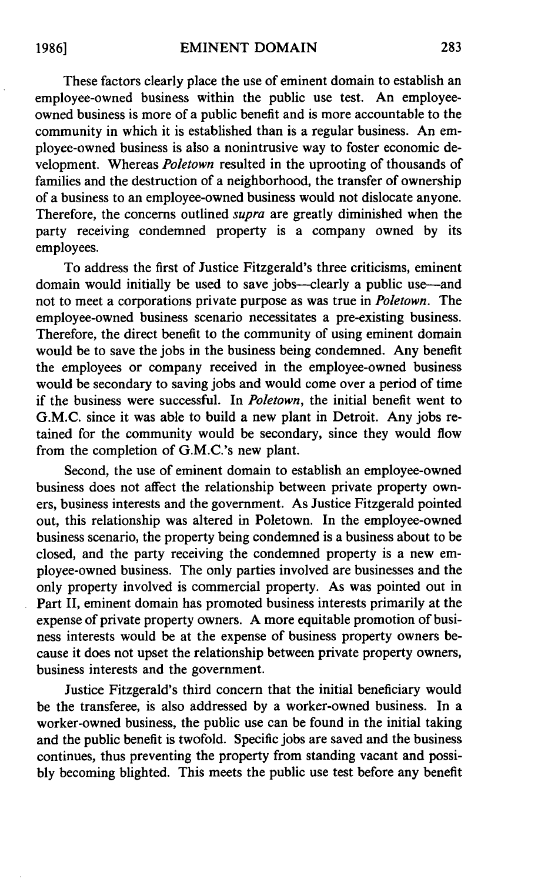These factors clearly place the use of eminent domain to establish an employee-owned business within the public use test. An employee-owned business is more of a public benefit and is more accountable to the community in which it is established than is a regular business. An employee-owned business is also a nonintrusive way to foster economic development. Whereas *Poletown* resulted in the uprooting of thousands of families and the destruction of a neighborhood, the transfer of ownership of a business to an employee-owned business would not dislocate anyone. Therefore, the concerns outlined *supra* are greatly diminished when the party receiving condemned property is a company owned by its employees.

To address the first of Justice Fitzgerald's three criticisms, eminent domain would initially be used to save jobs—clearly a public use—and not to meet a corporations private purpose as was true in *Poletown*. The employee-owned business scenario necessitates a pre-existing business. Therefore, the direct benefit to the community of using eminent domain would be to save the jobs in the business being condemned. Any benefit the employees or company received in the employee-owned business would be secondary to saving jobs and would come over a period of time if the business were successful. In *Poletown*, the initial benefit went to G.M.C. since it was able to build a new plant in Detroit. Any jobs retained for the community would be secondary, since they would flow from the completion of G.M.C.'s new plant.

Second, the use of eminent domain to establish an employee-owned business does not affect the relationship between private property owners, business interests and the government. As Justice Fitzgerald pointed out, this relationship was altered in Poletown. In the employee-owned business scenario, the property being condemned is a business about to be closed, and the party receiving the condemned property is a new employee-owned business. The only parties involved are businesses and the only property involved is commercial property. As was pointed out in Part II, eminent domain has promoted business interests primarily at the expense of private property owners. A more equitable promotion of business interests would be at the expense of business property owners because it does not upset the relationship between private property owners, business interests and the government.

Justice Fitzgerald's third concern that the initial beneficiary would be the transferee, is also addressed by a worker-owned business. In a worker-owned business, the public use can be found in the initial taking and the public benefit is twofold. Specific jobs are saved and the business continues, thus preventing the property from standing vacant and possibly becoming blighted. This meets the public use test before any benefit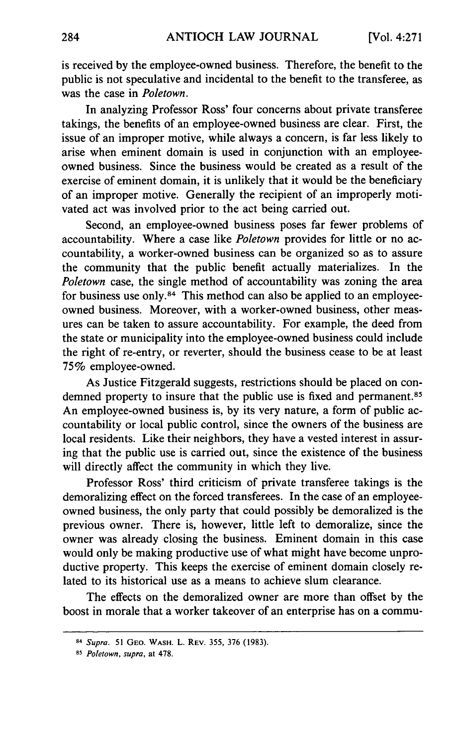is received by the employee-owned business. Therefore, the benefit to the public is not speculative and incidental to the benefit to the transferee, as was the case in *Poletown*.

In analyzing Professor Ross' four concerns about private transferee takings, the benefits of an employee-owned business are clear. First, the issue of an improper motive, while always a concern, is far less likely to arise when eminent domain is used in conjunction with an employee-owned business. Since the business would be created as a result of the exercise of eminent domain, it is unlikely that it would be the beneficiary of an improper motive. Generally the recipient of an improperly motivated act was involved prior to the act being carried out.

Second, an employee-owned business poses far fewer problems of accountability. Where a case like *Poletown* provides for little or no accountability, a worker-owned business can be organized so as to assure the community that the public benefit actually materializes. In the *Poletown* case, the single method of accountability was zoning the area for business use only.[84] This method can also be applied to an employee-owned business. Moreover, with a worker-owned business, other measures can be taken to assure accountability. For example, the deed from the state or municipality into the employee-owned business could include the right of re-entry, or reverter, should the business cease to be at least 75% employee-owned.

As Justice Fitzgerald suggests, restrictions should be placed on condemned property to insure that the public use is fixed and permanent.[85] An employee-owned business is, by its very nature, a form of public accountability or local public control, since the owners of the business are local residents. Like their neighbors, they have a vested interest in assuring that the public use is carried out, since the existence of the business will directly affect the community in which they live.

Professor Ross' third criticism of private transferee takings is the demoralizing effect on the forced transferees. In the case of an employee-owned business, the only party that could possibly be demoralized is the previous owner. There is, however, little left to demoralize, since the owner was already closing the business. Eminent domain in this case would only be making productive use of what might have become unproductive property. This keeps the exercise of eminent domain closely related to its historical use as a means to achieve slum clearance.

The effects on the demoralized owner are more than offset by the boost in morale that a worker takeover of an enterprise has on a commu-

---

[84] *Supra*. 51 GEO. WASH. L. REV. 355, 376 (1983).

[85] *Poletown*, *supra*, at 478.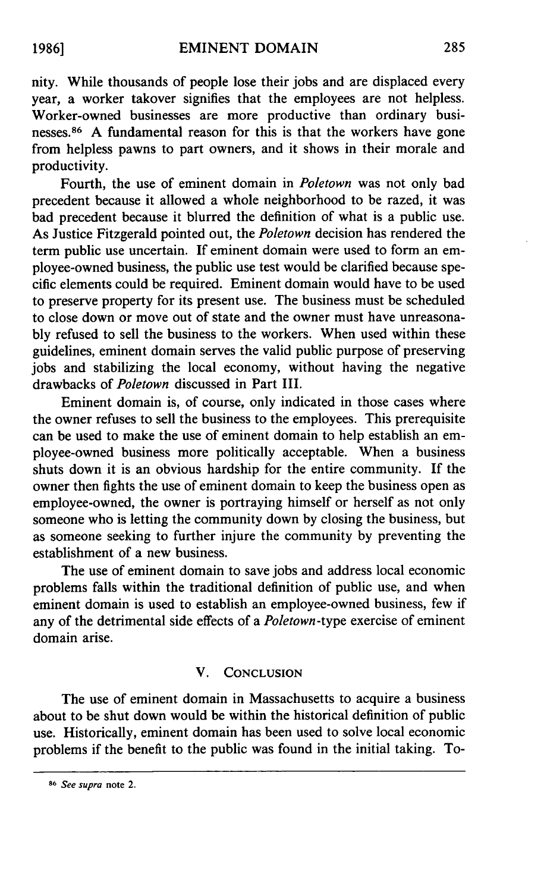nity. While thousands of people lose their jobs and are displaced every year, a worker takover signifies that the employees are not helpless. Worker-owned businesses are more productive than ordinary businesses.[86] A fundamental reason for this is that the workers have gone from helpless pawns to part owners, and it shows in their morale and productivity.

Fourth, the use of eminent domain in *Poletown* was not only bad precedent because it allowed a whole neighborhood to be razed, it was bad precedent because it blurred the definition of what is a public use. As Justice Fitzgerald pointed out, the *Poletown* decision has rendered the term public use uncertain. If eminent domain were used to form an employee-owned business, the public use test would be clarified because specific elements could be required. Eminent domain would have to be used to preserve property for its present use. The business must be scheduled to close down or move out of state and the owner must have unreasonably refused to sell the business to the workers. When used within these guidelines, eminent domain serves the valid public purpose of preserving jobs and stabilizing the local economy, without having the negative drawbacks of *Poletown* discussed in Part III.

Eminent domain is, of course, only indicated in those cases where the owner refuses to sell the business to the employees. This prerequisite can be used to make the use of eminent domain to help establish an employee-owned business more politically acceptable. When a business shuts down it is an obvious hardship for the entire community. If the owner then fights the use of eminent domain to keep the business open as employee-owned, the owner is portraying himself or herself as not only someone who is letting the community down by closing the business, but as someone seeking to further injure the community by preventing the establishment of a new business.

The use of eminent domain to save jobs and address local economic problems falls within the traditional definition of public use, and when eminent domain is used to establish an employee-owned business, few if any of the detrimental side effects of a *Poletown*-type exercise of eminent domain arise.

## V. Conclusion

The use of eminent domain in Massachusetts to acquire a business about to be shut down would be within the historical definition of public use. Historically, eminent domain has been used to solve local economic problems if the benefit to the public was found in the initial taking. To-

---

[86] *See supra* note 2.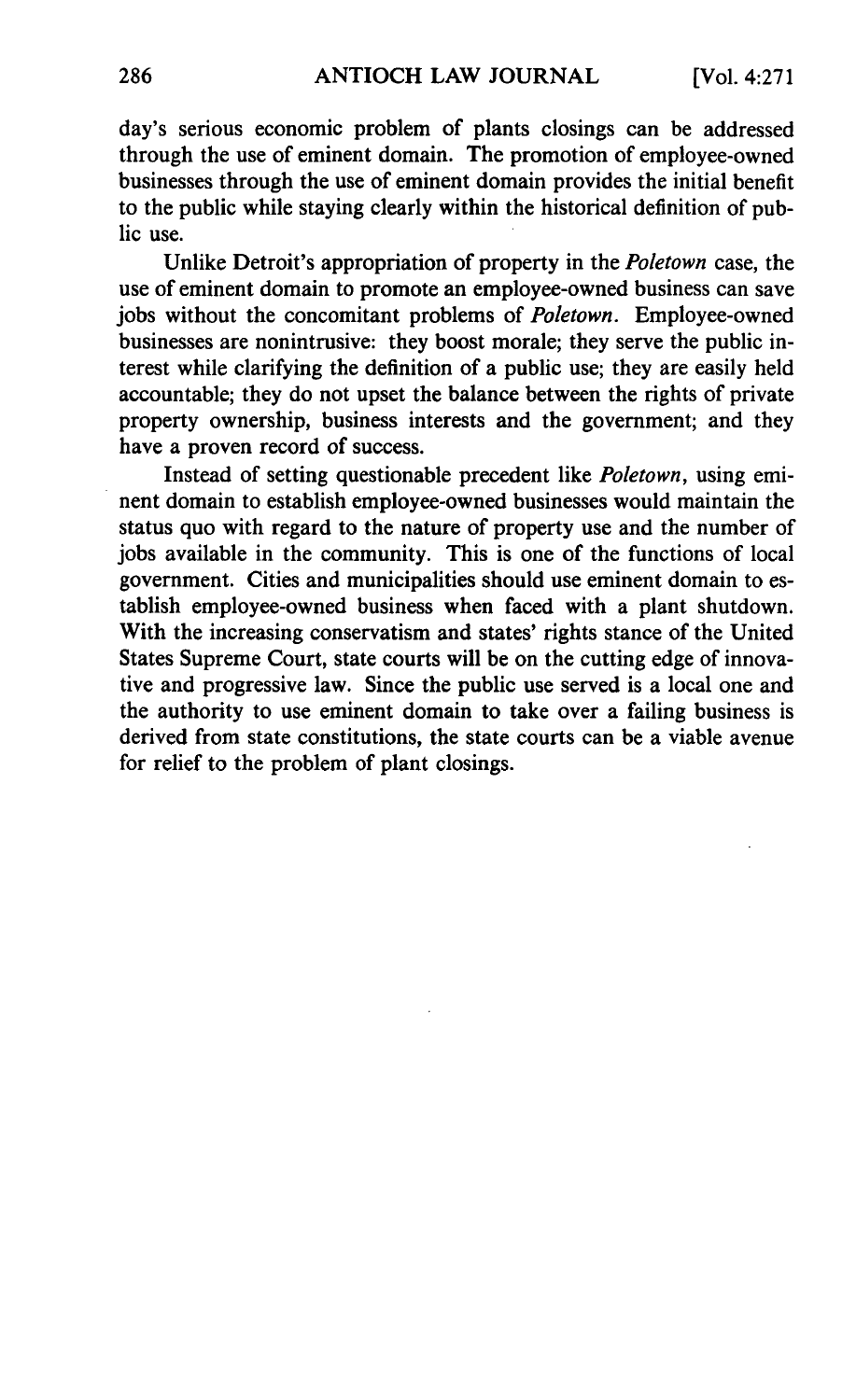day's serious economic problem of plants closings can be addressed through the use of eminent domain. The promotion of employee-owned businesses through the use of eminent domain provides the initial benefit to the public while staying clearly within the historical definition of public use.

Unlike Detroit's appropriation of property in the *Poletown* case, the use of eminent domain to promote an employee-owned business can save jobs without the concomitant problems of *Poletown*. Employee-owned businesses are nonintrusive: they boost morale; they serve the public interest while clarifying the definition of a public use; they are easily held accountable; they do not upset the balance between the rights of private property ownership, business interests and the government; and they have a proven record of success.

Instead of setting questionable precedent like *Poletown*, using eminent domain to establish employee-owned businesses would maintain the status quo with regard to the nature of property use and the number of jobs available in the community. This is one of the functions of local government. Cities and municipalities should use eminent domain to establish employee-owned business when faced with a plant shutdown. With the increasing conservatism and states' rights stance of the United States Supreme Court, state courts will be on the cutting edge of innovative and progressive law. Since the public use served is a local one and the authority to use eminent domain to take over a failing business is derived from state constitutions, the state courts can be a viable avenue for relief to the problem of plant closings.